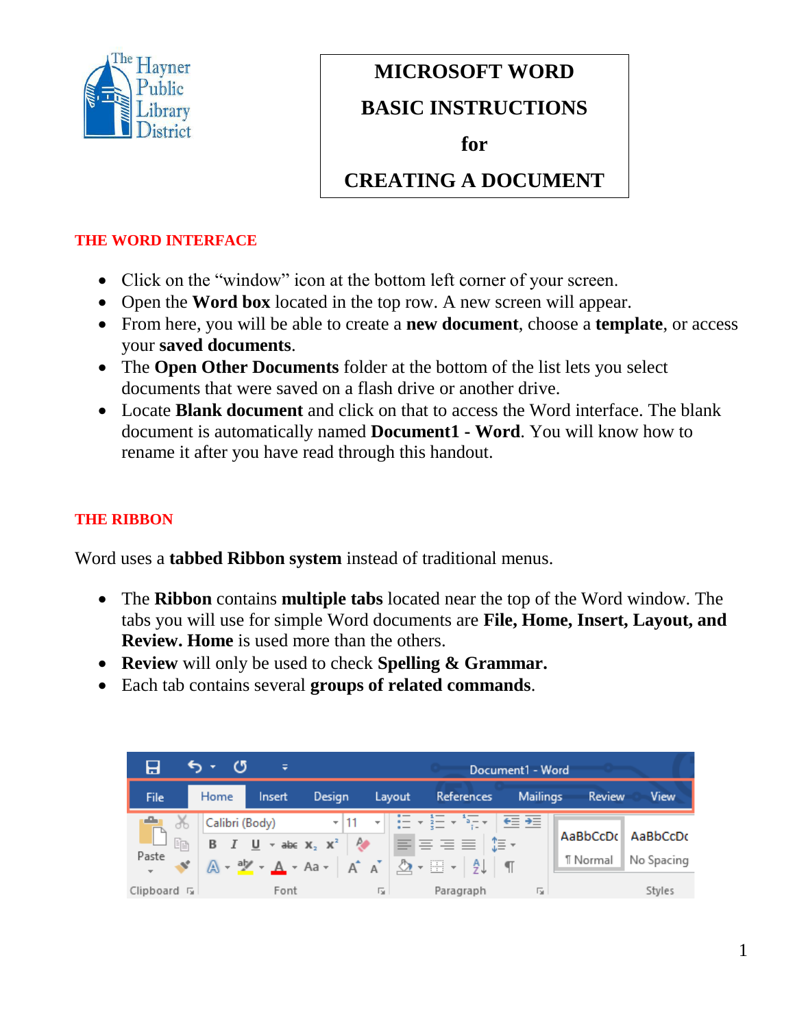# MICROSOFT WORD BASIC INSTRUCTIONS for CREATING A DOCUMENT

## THE WORD INTERFACE

- Click on the "window" icon at the bottom left corner of your screen.
- Open the **Word box** located in the top row. A new screen will appear.
- From here, you will be able to create a **new document**, choose a **template**, or access your **saved documents**.
- The **Open Other Documents** folder at the bottom of the list lets you select documents that were saved on a flash drive or another drive.
- Locate **Blank document** and click on that to access the Word interface. The blank document is automatically named **Document1 - Word**. You will know how to rename it after you have read through this handout.

## THE RIBBON

Word uses a **tabbed Ribbon system** instead of traditional menus.

- The **Ribbon** contains **multiple tabs** located near the top of the Word window. The tabs you will use for simple Word documents are **File, Home, Insert, Layout, and Review. Home** is used more than the others.
- **Review** will only be used to check **Spelling & Grammar.**
- Each tab contains several **groups of related commands**.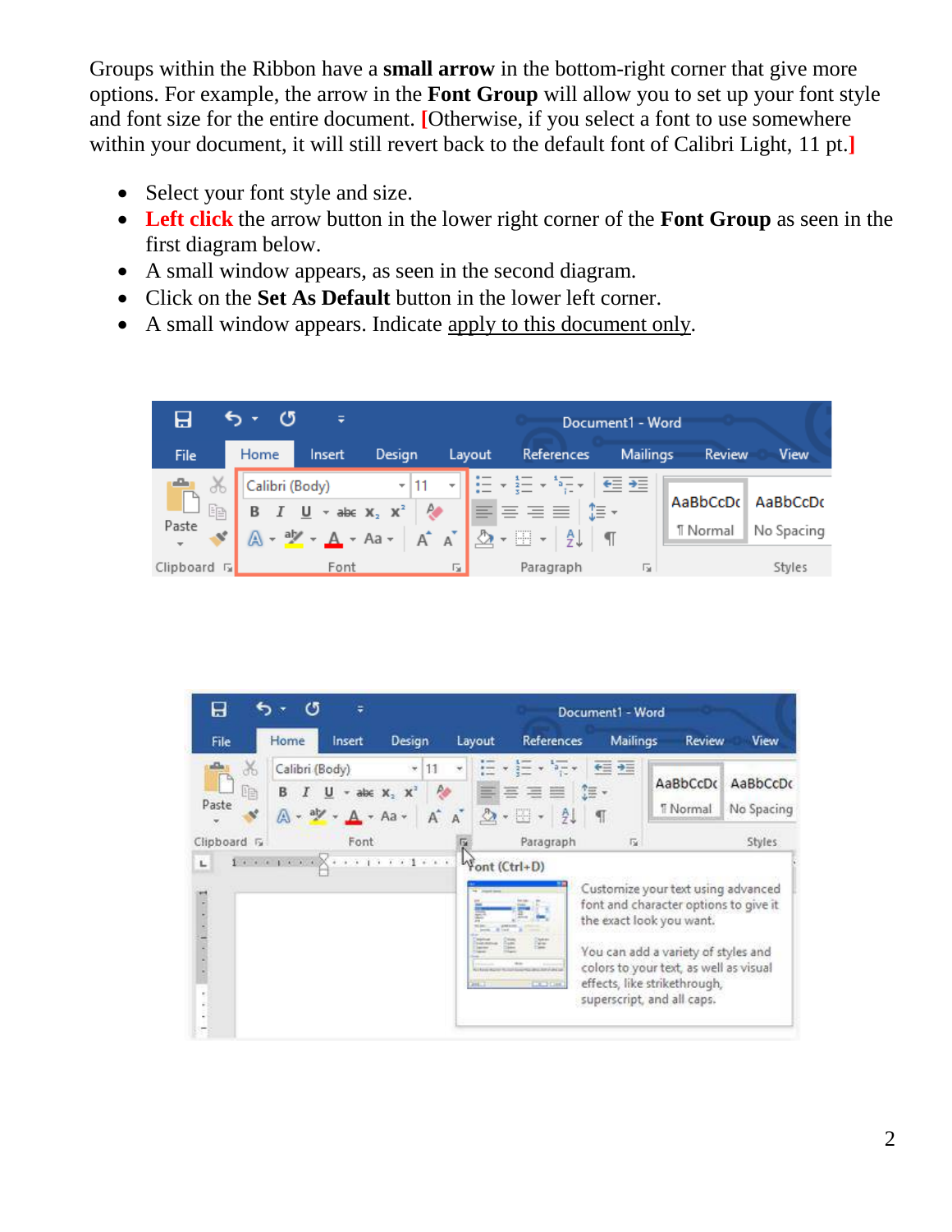Groups within the Ribbon have a **small arrow** in the bottom-right corner that give more options. For example, the arrow in the **Font Group** will allow you to set up your font style and font size for the entire document. [Otherwise, if you select a font to use somewhere within your document, it will still revert back to the default font of Calibri Light, 11 pt.]

- Select your font style and size.
- Left click the arrow button in the lower right corner of the **Font Group** as seen in the first diagram below.
- A small window appears, as seen in the second diagram.
- Click on the **Set As Default** button in the lower left corner.
- A small window appears. Indicate apply to this document only.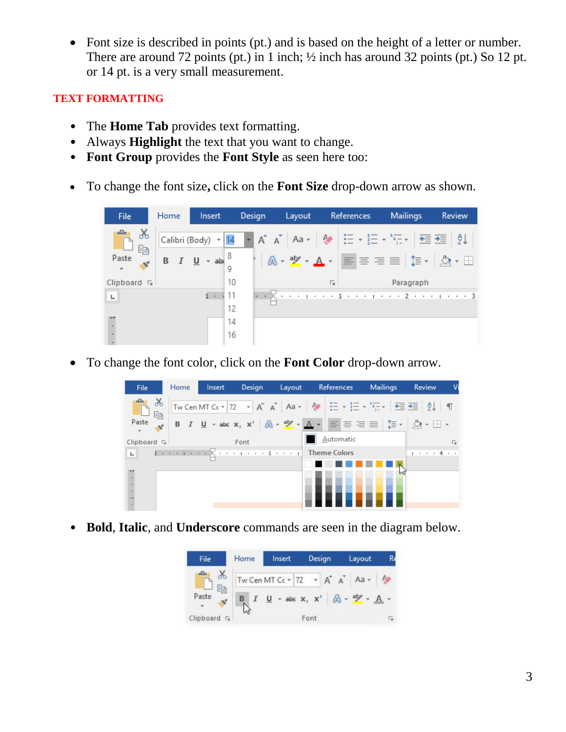- Font size is described in points (pt.) and is based on the height of a letter or number. There are around 72 points (pt.) in 1 inch; ½ inch has around 32 points (pt.) So 12 pt. or 14 pt. is a very small measurement.

## TEXT FORMATTING

- The **Home Tab** provides text formatting.
- Always **Highlight** the text that you want to change.
- **Font Group** provides the **Font Style** as seen here too:

- To change the font size**,** click on the **Font Size** drop-down arrow as shown.

- To change the font color, click on the **Font Color** drop-down arrow.

- **Bold**, **Italic**, and **Underscore** commands are seen in the diagram below.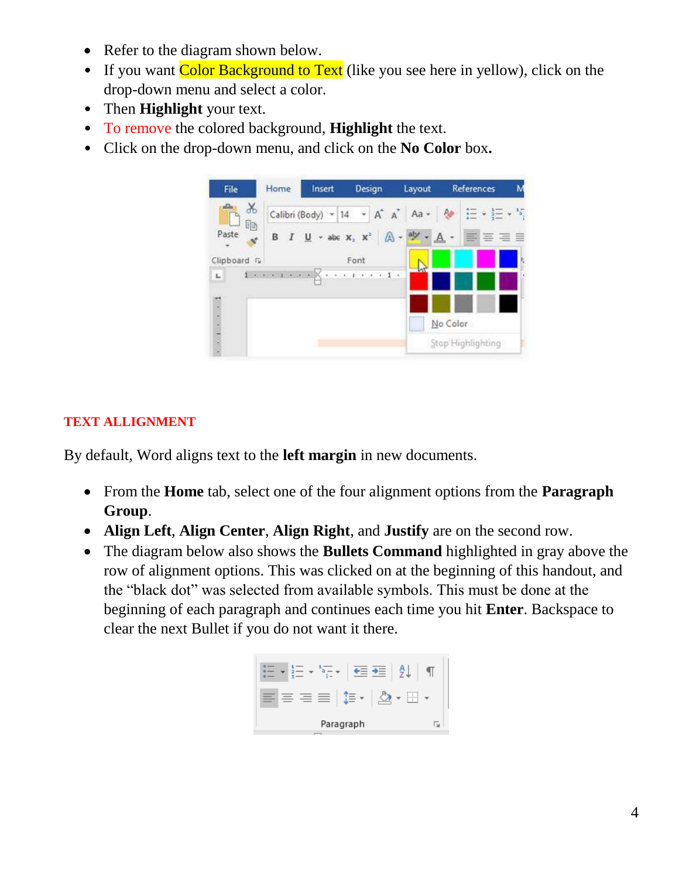- Refer to the diagram shown below.
- If you want Color Background to Text (like you see here in yellow), click on the drop-down menu and select a color.
- Then **Highlight** your text.
- To remove the colored background, **Highlight** the text.
- Click on the drop-down menu, and click on the **No Color** box.

## TEXT ALLIGNMENT

By default, Word aligns text to the **left margin** in new documents.

- From the **Home** tab, select one of the four alignment options from the **Paragraph Group**.
- **Align Left**, **Align Center**, **Align Right**, and **Justify** are on the second row.
- The diagram below also shows the **Bullets Command** highlighted in gray above the row of alignment options. This was clicked on at the beginning of this handout, and the "black dot" was selected from available symbols. This must be done at the beginning of each paragraph and continues each time you hit **Enter**. Backspace to clear the next Bullet if you do not want it there.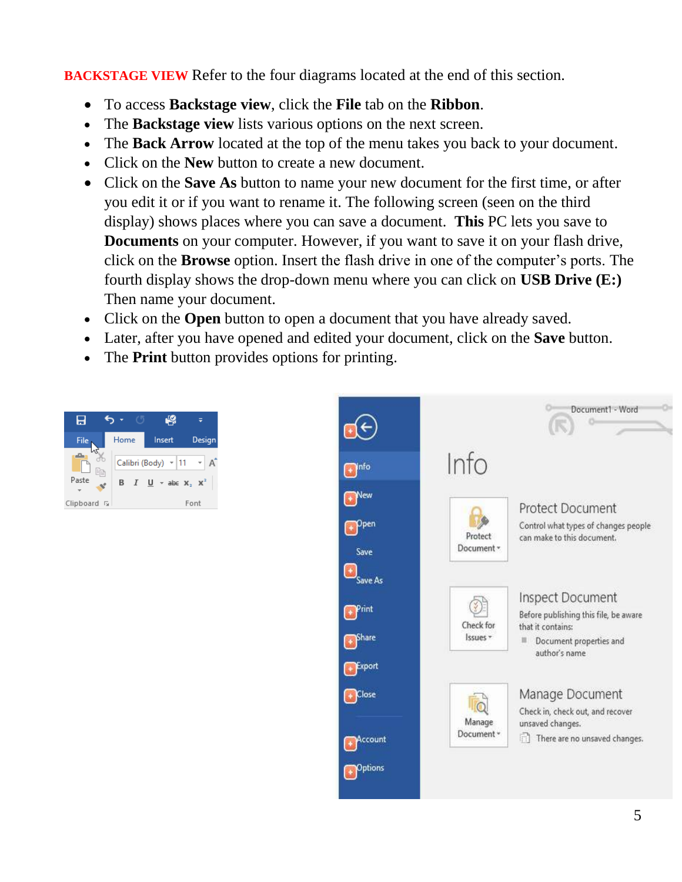**BACKSTAGE VIEW** Refer to the four diagrams located at the end of this section.

- To access **Backstage view**, click the **File** tab on the **Ribbon**.
- The **Backstage view** lists various options on the next screen.
- The **Back Arrow** located at the top of the menu takes you back to your document.
- Click on the **New** button to create a new document.
- Click on the **Save As** button to name your new document for the first time, or after you edit it or if you want to rename it. The following screen (seen on the third display) shows places where you can save a document. **This** PC lets you save to **Documents** on your computer. However, if you want to save it on your flash drive, click on the **Browse** option. Insert the flash drive in one of the computer's ports. The fourth display shows the drop-down menu where you can click on **USB Drive (E:)** Then name your document.
- Click on the **Open** button to open a document that you have already saved.
- Later, after you have opened and edited your document, click on the **Save** button.
- The **Print** button provides options for printing.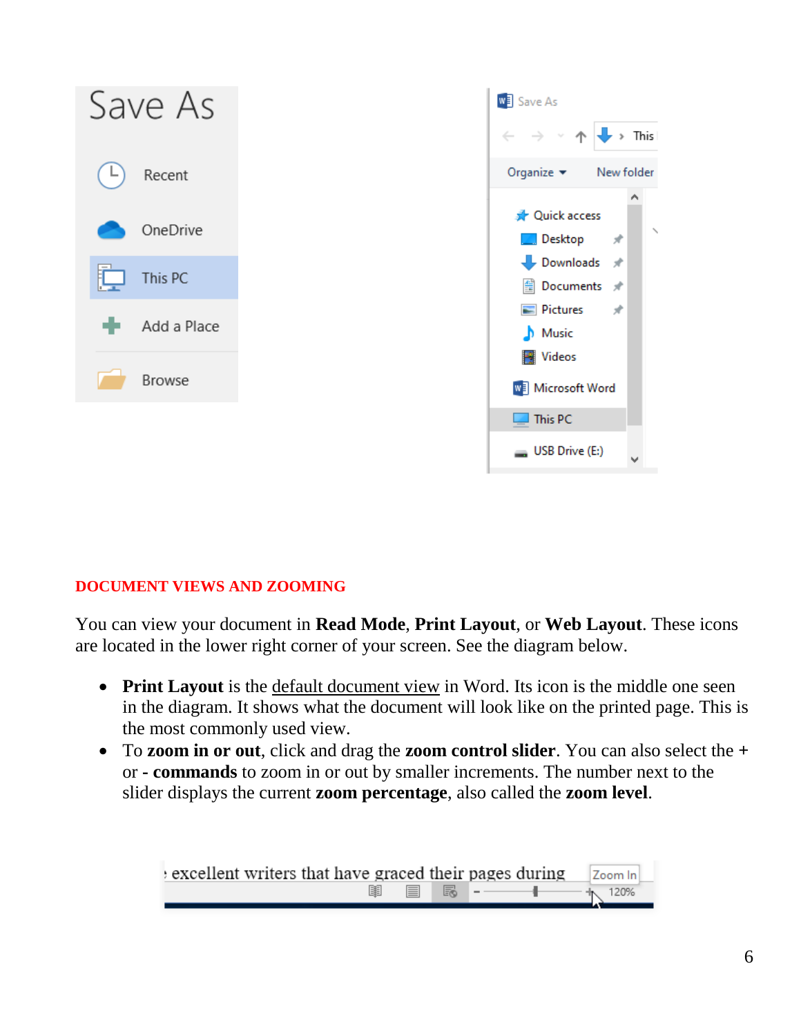## DOCUMENT VIEWS AND ZOOMING

You can view your document in **Read Mode**, **Print Layout**, or **Web Layout**. These icons are located in the lower right corner of your screen. See the diagram below.

- **Print Layout** is the default document view in Word. Its icon is the middle one seen in the diagram. It shows what the document will look like on the printed page. This is the most commonly used view.
- To **zoom in or out**, click and drag the **zoom control slider**. You can also select the **+** or **- commands** to zoom in or out by smaller increments. The number next to the slider displays the current **zoom percentage**, also called the **zoom level**.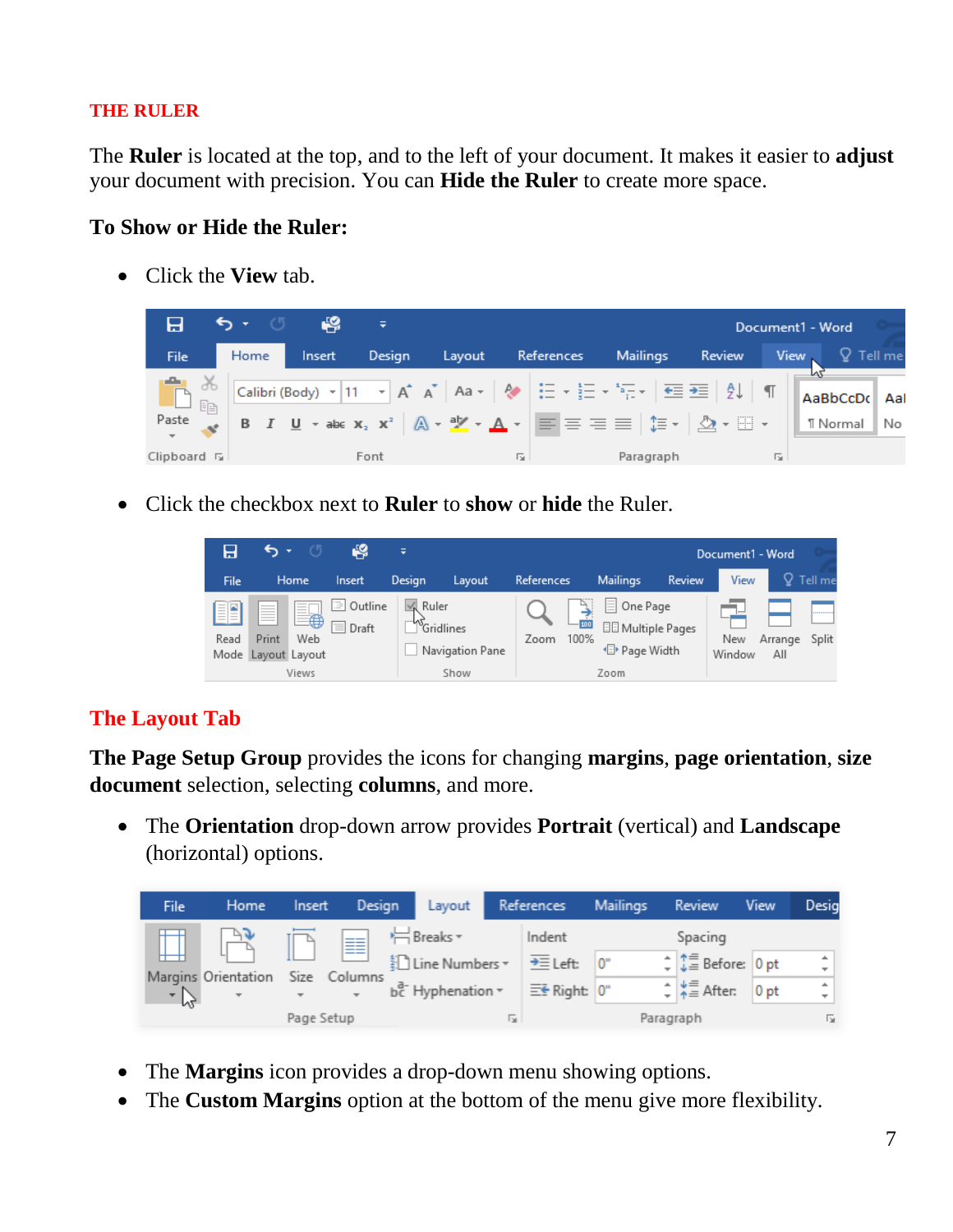## THE RULER

The **Ruler** is located at the top, and to the left of your document. It makes it easier to **adjust** your document with precision. You can **Hide the Ruler** to create more space.

**To Show or Hide the Ruler:**

- Click the **View** tab.

- Click the checkbox next to **Ruler** to **show** or **hide** the Ruler.

## The Layout Tab

**The Page Setup Group** provides the icons for changing **margins**, **page orientation**, **size document** selection, selecting **columns**, and more.

- The **Orientation** drop-down arrow provides **Portrait** (vertical) and **Landscape** (horizontal) options.

- The **Margins** icon provides a drop-down menu showing options.
- The **Custom Margins** option at the bottom of the menu give more flexibility.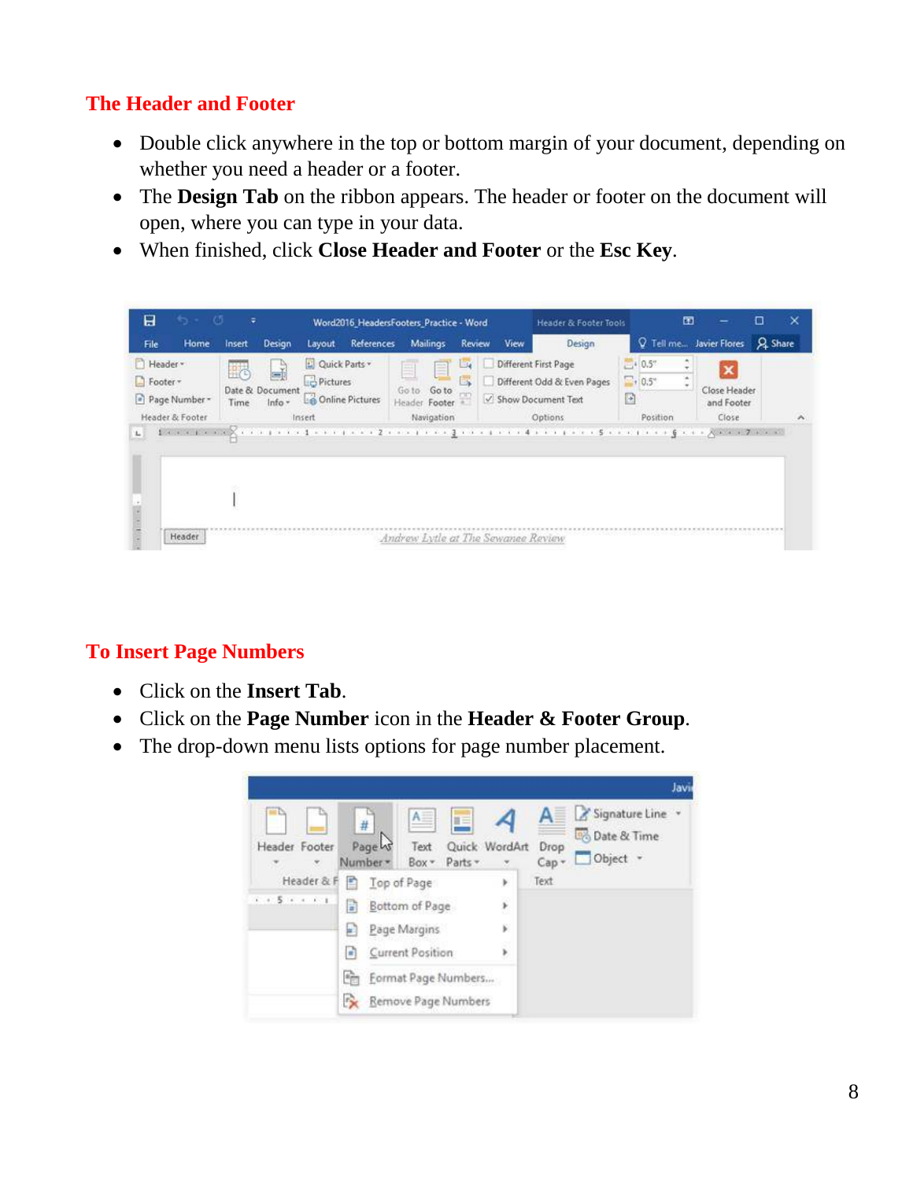## The Header and Footer

- Double click anywhere in the top or bottom margin of your document, depending on whether you need a header or a footer.
- The **Design Tab** on the ribbon appears. The header or footer on the document will open, where you can type in your data.
- When finished, click **Close Header and Footer** or the **Esc Key**.

## To Insert Page Numbers

- Click on the **Insert Tab**.
- Click on the **Page Number** icon in the **Header & Footer Group**.
- The drop-down menu lists options for page number placement.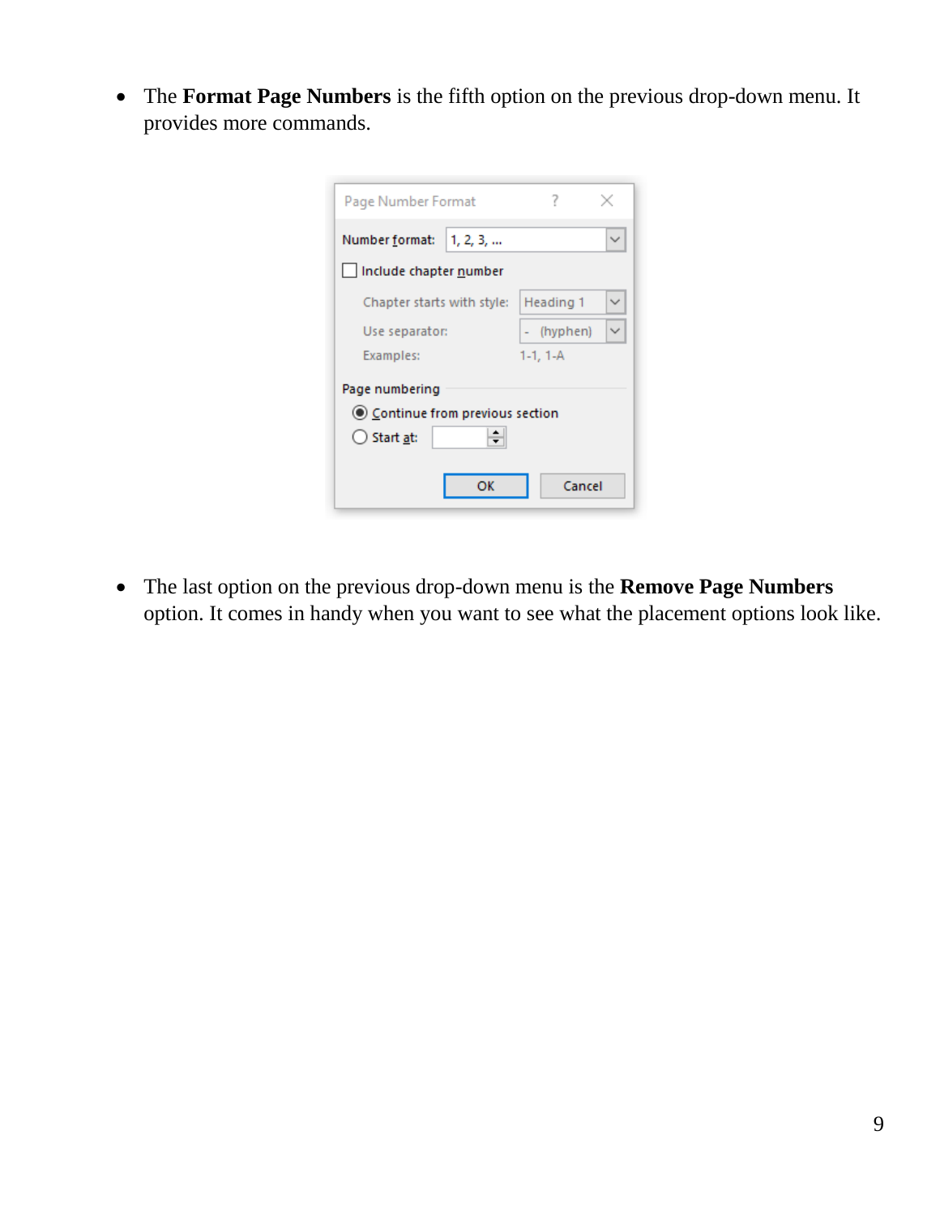- The **Format Page Numbers** is the fifth option on the previous drop-down menu. It provides more commands.

- The last option on the previous drop-down menu is the **Remove Page Numbers** option. It comes in handy when you want to see what the placement options look like.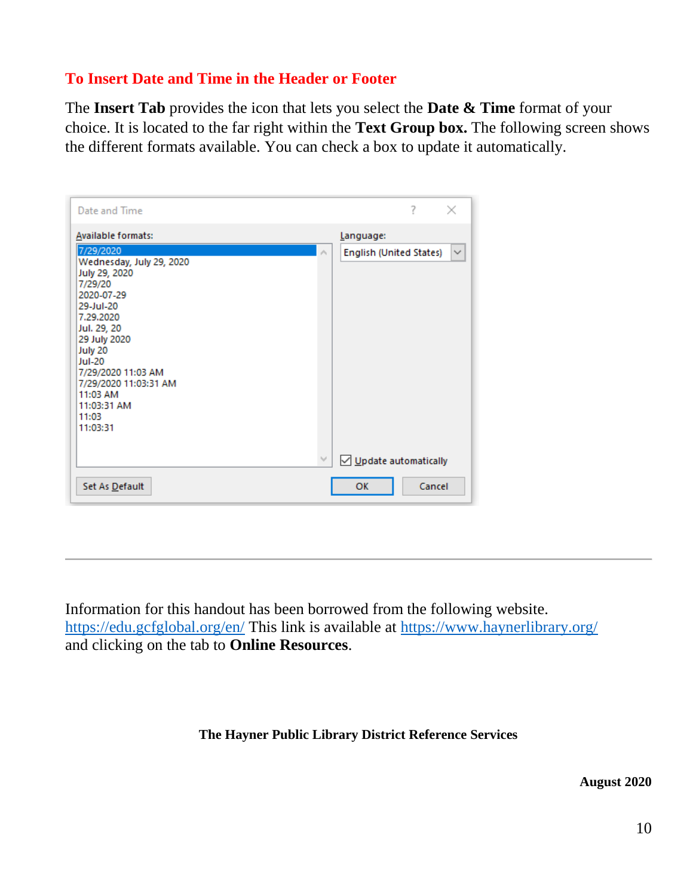## To Insert Date and Time in the Header or Footer

The **Insert Tab** provides the icon that lets you select the **Date & Time** format of your choice. It is located to the far right within the **Text Group box.** The following screen shows the different formats available. You can check a box to update it automatically.

---

Information for this handout has been borrowed from the following website. https://edu.gcfglobal.org/en/ This link is available at https://www.haynerlibrary.org/ and clicking on the tab to **Online Resources**.

**The Hayner Public Library District Reference Services**

**August 2020**